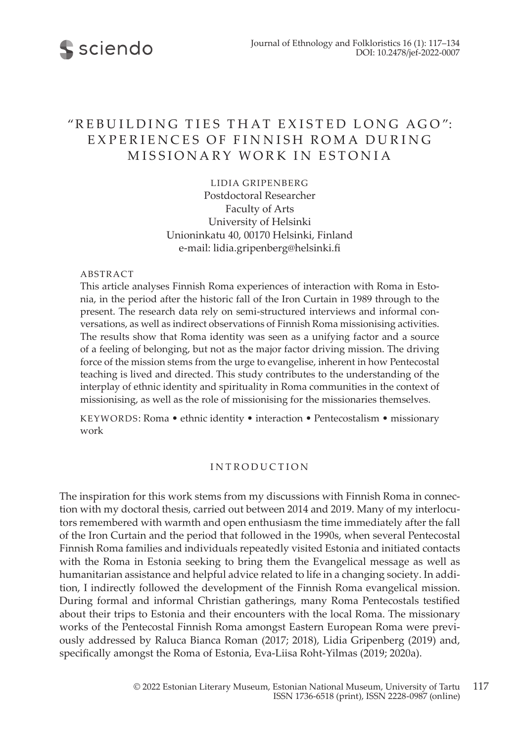# "REBUILDING TIES THAT EXISTED LONG AGO": EXPERIENCES OF FINNISH ROMA DURING MISSIONARY WORK IN ESTONIA

LIDIA GRIPENBERG
Postdoctoral Researcher
Faculty of Arts
University of Helsinki
Unioninkatu 40, 00170 Helsinki, Finland
e-mail: lidia.gripenberg@helsinki.fi

ABSTRACT

This article analyses Finnish Roma experiences of interaction with Roma in Estonia, in the period after the historic fall of the Iron Curtain in 1989 through to the present. The research data rely on semi-structured interviews and informal conversations, as well as indirect observations of Finnish Roma missionising activities. The results show that Roma identity was seen as a unifying factor and a source of a feeling of belonging, but not as the major factor driving mission. The driving force of the mission stems from the urge to evangelise, inherent in how Pentecostal teaching is lived and directed. This study contributes to the understanding of the interplay of ethnic identity and spirituality in Roma communities in the context of missionising, as well as the role of missionising for the missionaries themselves.

KEYWORDS: Roma • ethnic identity • interaction • Pentecostalism • missionary work

## INTRODUCTION

The inspiration for this work stems from my discussions with Finnish Roma in connection with my doctoral thesis, carried out between 2014 and 2019. Many of my interlocutors remembered with warmth and open enthusiasm the time immediately after the fall of the Iron Curtain and the period that followed in the 1990s, when several Pentecostal Finnish Roma families and individuals repeatedly visited Estonia and initiated contacts with the Roma in Estonia seeking to bring them the Evangelical message as well as humanitarian assistance and helpful advice related to life in a changing society. In addition, I indirectly followed the development of the Finnish Roma evangelical mission. During formal and informal Christian gatherings, many Roma Pentecostals testified about their trips to Estonia and their encounters with the local Roma. The missionary works of the Pentecostal Finnish Roma amongst Eastern European Roma were previously addressed by Raluca Bianca Roman (2017; 2018), Lidia Gripenberg (2019) and, specifically amongst the Roma of Estonia, Eva-Liisa Roht-Yilmas (2019; 2020a).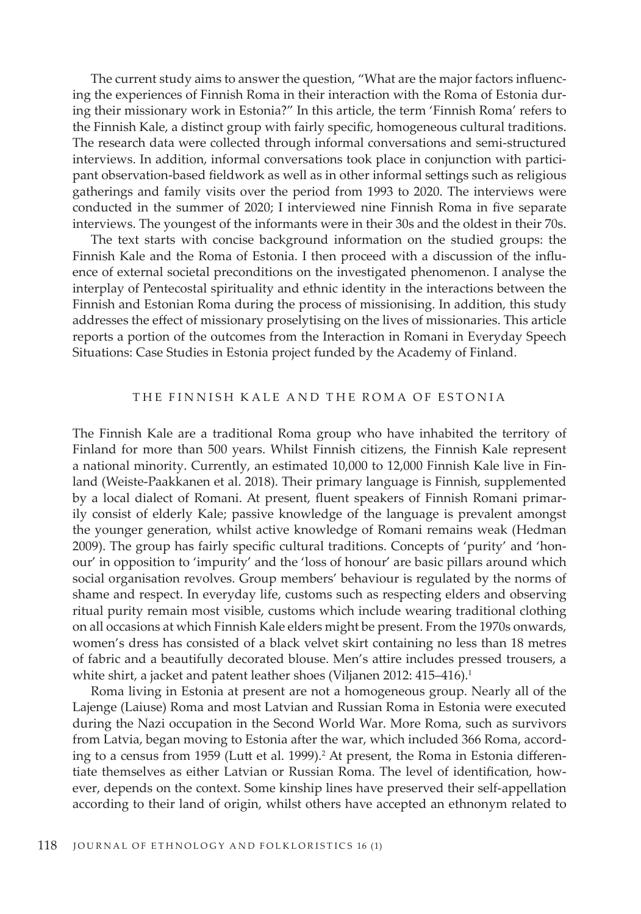The current study aims to answer the question, "What are the major factors influencing the experiences of Finnish Roma in their interaction with the Roma of Estonia during their missionary work in Estonia?" In this article, the term 'Finnish Roma' refers to the Finnish Kale, a distinct group with fairly specific, homogeneous cultural traditions. The research data were collected through informal conversations and semi-structured interviews. In addition, informal conversations took place in conjunction with participant observation-based fieldwork as well as in other informal settings such as religious gatherings and family visits over the period from 1993 to 2020. The interviews were conducted in the summer of 2020; I interviewed nine Finnish Roma in five separate interviews. The youngest of the informants were in their 30s and the oldest in their 70s.

The text starts with concise background information on the studied groups: the Finnish Kale and the Roma of Estonia. I then proceed with a discussion of the influence of external societal preconditions on the investigated phenomenon. I analyse the interplay of Pentecostal spirituality and ethnic identity in the interactions between the Finnish and Estonian Roma during the process of missionising. In addition, this study addresses the effect of missionary proselytising on the lives of missionaries. This article reports a portion of the outcomes from the Interaction in Romani in Everyday Speech Situations: Case Studies in Estonia project funded by the Academy of Finland.

## THE FINNISH KALE AND THE ROMA OF ESTONIA

The Finnish Kale are a traditional Roma group who have inhabited the territory of Finland for more than 500 years. Whilst Finnish citizens, the Finnish Kale represent a national minority. Currently, an estimated 10,000 to 12,000 Finnish Kale live in Finland (Weiste-Paakkanen et al. 2018). Their primary language is Finnish, supplemented by a local dialect of Romani. At present, fluent speakers of Finnish Romani primarily consist of elderly Kale; passive knowledge of the language is prevalent amongst the younger generation, whilst active knowledge of Romani remains weak (Hedman 2009). The group has fairly specific cultural traditions. Concepts of 'purity' and 'honour' in opposition to 'impurity' and the 'loss of honour' are basic pillars around which social organisation revolves. Group members' behaviour is regulated by the norms of shame and respect. In everyday life, customs such as respecting elders and observing ritual purity remain most visible, customs which include wearing traditional clothing on all occasions at which Finnish Kale elders might be present. From the 1970s onwards, women's dress has consisted of a black velvet skirt containing no less than 18 metres of fabric and a beautifully decorated blouse. Men's attire includes pressed trousers, a white shirt, a jacket and patent leather shoes (Viljanen 2012: 415–416).[1]

Roma living in Estonia at present are not a homogeneous group. Nearly all of the Lajenge (Laiuse) Roma and most Latvian and Russian Roma in Estonia were executed during the Nazi occupation in the Second World War. More Roma, such as survivors from Latvia, began moving to Estonia after the war, which included 366 Roma, according to a census from 1959 (Lutt et al. 1999).[2] At present, the Roma in Estonia differentiate themselves as either Latvian or Russian Roma. The level of identification, however, depends on the context. Some kinship lines have preserved their self-appellation according to their land of origin, whilst others have accepted an ethnonym related to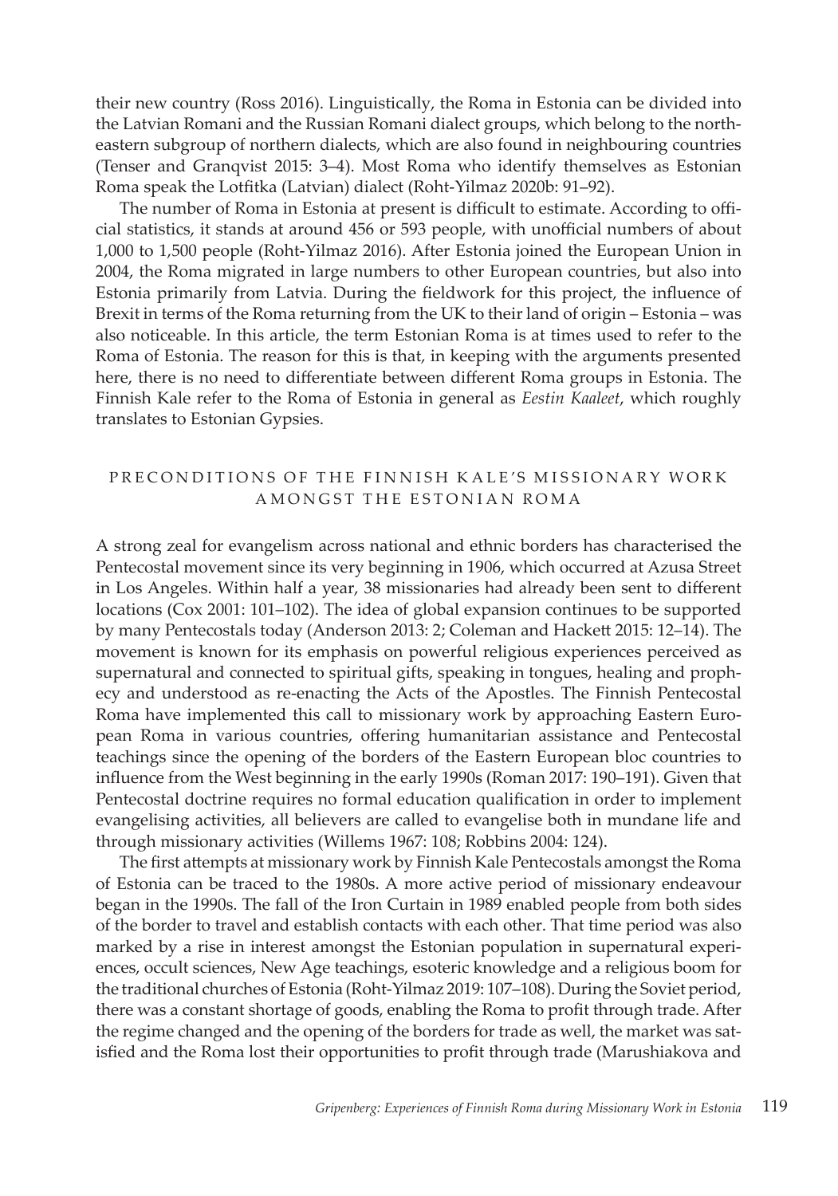their new country (Ross 2016). Linguistically, the Roma in Estonia can be divided into the Latvian Romani and the Russian Romani dialect groups, which belong to the north-eastern subgroup of northern dialects, which are also found in neighbouring countries (Tenser and Granqvist 2015: 3–4). Most Roma who identify themselves as Estonian Roma speak the Lotfitka (Latvian) dialect (Roht-Yilmaz 2020b: 91–92).

The number of Roma in Estonia at present is difficult to estimate. According to official statistics, it stands at around 456 or 593 people, with unofficial numbers of about 1,000 to 1,500 people (Roht-Yilmaz 2016). After Estonia joined the European Union in 2004, the Roma migrated in large numbers to other European countries, but also into Estonia primarily from Latvia. During the fieldwork for this project, the influence of Brexit in terms of the Roma returning from the UK to their land of origin – Estonia – was also noticeable. In this article, the term Estonian Roma is at times used to refer to the Roma of Estonia. The reason for this is that, in keeping with the arguments presented here, there is no need to differentiate between different Roma groups in Estonia. The Finnish Kale refer to the Roma of Estonia in general as *Eestin Kaaleet*, which roughly translates to Estonian Gypsies.

## PRECONDITIONS OF THE FINNISH KALE'S MISSIONARY WORK AMONGST THE ESTONIAN ROMA

A strong zeal for evangelism across national and ethnic borders has characterised the Pentecostal movement since its very beginning in 1906, which occurred at Azusa Street in Los Angeles. Within half a year, 38 missionaries had already been sent to different locations (Cox 2001: 101–102). The idea of global expansion continues to be supported by many Pentecostals today (Anderson 2013: 2; Coleman and Hackett 2015: 12–14). The movement is known for its emphasis on powerful religious experiences perceived as supernatural and connected to spiritual gifts, speaking in tongues, healing and prophecy and understood as re-enacting the Acts of the Apostles. The Finnish Pentecostal Roma have implemented this call to missionary work by approaching Eastern European Roma in various countries, offering humanitarian assistance and Pentecostal teachings since the opening of the borders of the Eastern European bloc countries to influence from the West beginning in the early 1990s (Roman 2017: 190–191). Given that Pentecostal doctrine requires no formal education qualification in order to implement evangelising activities, all believers are called to evangelise both in mundane life and through missionary activities (Willems 1967: 108; Robbins 2004: 124).

The first attempts at missionary work by Finnish Kale Pentecostals amongst the Roma of Estonia can be traced to the 1980s. A more active period of missionary endeavour began in the 1990s. The fall of the Iron Curtain in 1989 enabled people from both sides of the border to travel and establish contacts with each other. That time period was also marked by a rise in interest amongst the Estonian population in supernatural experiences, occult sciences, New Age teachings, esoteric knowledge and a religious boom for the traditional churches of Estonia (Roht-Yilmaz 2019: 107–108). During the Soviet period, there was a constant shortage of goods, enabling the Roma to profit through trade. After the regime changed and the opening of the borders for trade as well, the market was satisfied and the Roma lost their opportunities to profit through trade (Marushiakova and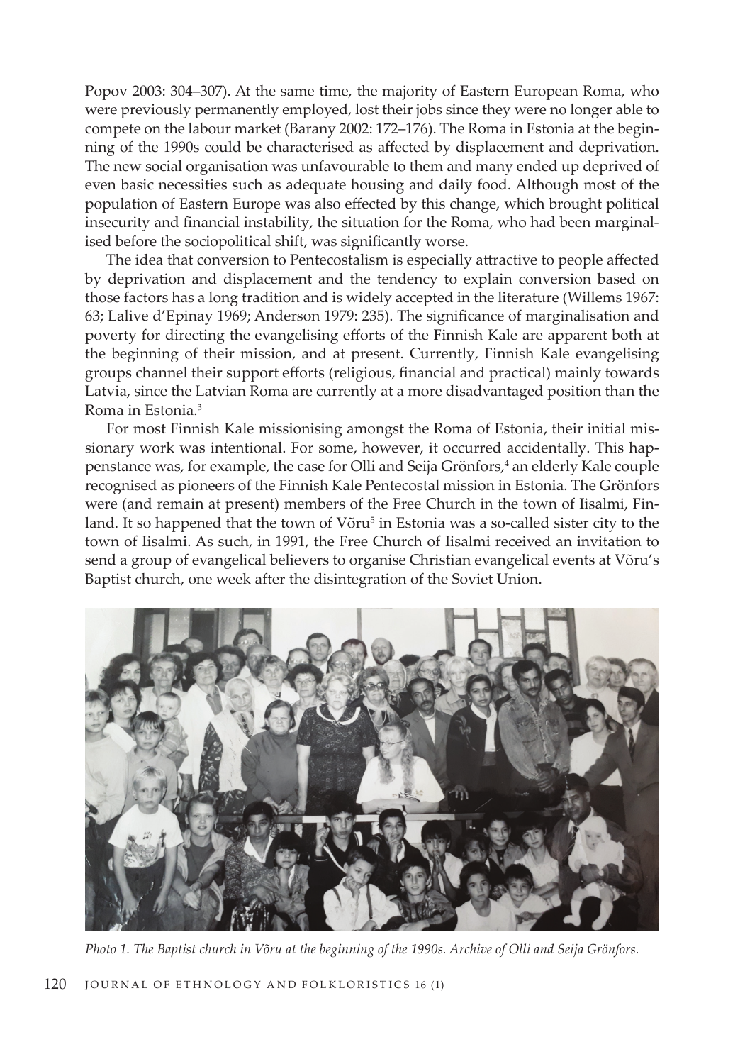Popov 2003: 304–307). At the same time, the majority of Eastern European Roma, who were previously permanently employed, lost their jobs since they were no longer able to compete on the labour market (Barany 2002: 172–176). The Roma in Estonia at the beginning of the 1990s could be characterised as affected by displacement and deprivation. The new social organisation was unfavourable to them and many ended up deprived of even basic necessities such as adequate housing and daily food. Although most of the population of Eastern Europe was also effected by this change, which brought political insecurity and financial instability, the situation for the Roma, who had been marginalised before the sociopolitical shift, was significantly worse.

The idea that conversion to Pentecostalism is especially attractive to people affected by deprivation and displacement and the tendency to explain conversion based on those factors has a long tradition and is widely accepted in the literature (Willems 1967: 63; Lalive d'Epinay 1969; Anderson 1979: 235). The significance of marginalisation and poverty for directing the evangelising efforts of the Finnish Kale are apparent both at the beginning of their mission, and at present. Currently, Finnish Kale evangelising groups channel their support efforts (religious, financial and practical) mainly towards Latvia, since the Latvian Roma are currently at a more disadvantaged position than the Roma in Estonia.[3]

For most Finnish Kale missionising amongst the Roma of Estonia, their initial missionary work was intentional. For some, however, it occurred accidentally. This happenstance was, for example, the case for Olli and Seija Grönfors,[4] an elderly Kale couple recognised as pioneers of the Finnish Kale Pentecostal mission in Estonia. The Grönfors were (and remain at present) members of the Free Church in the town of Iisalmi, Finland. It so happened that the town of Võru[5] in Estonia was a so-called sister city to the town of Iisalmi. As such, in 1991, the Free Church of Iisalmi received an invitation to send a group of evangelical believers to organise Christian evangelical events at Võru's Baptist church, one week after the disintegration of the Soviet Union.

*Photo 1. The Baptist church in Võru at the beginning of the 1990s. Archive of Olli and Seija Grönfors.*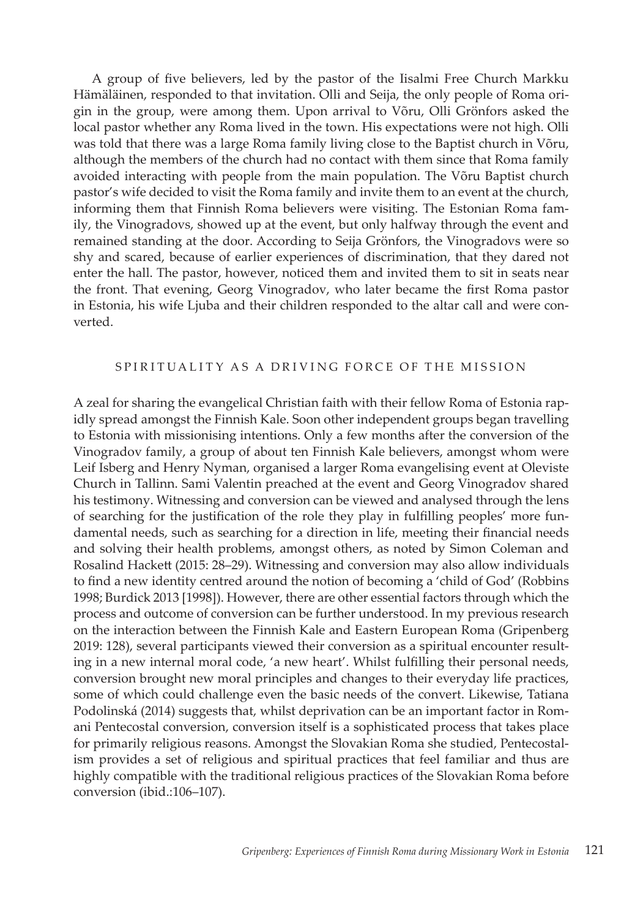A group of five believers, led by the pastor of the Iisalmi Free Church Markku Hämäläinen, responded to that invitation. Olli and Seija, the only people of Roma origin in the group, were among them. Upon arrival to Võru, Olli Grönfors asked the local pastor whether any Roma lived in the town. His expectations were not high. Olli was told that there was a large Roma family living close to the Baptist church in Võru, although the members of the church had no contact with them since that Roma family avoided interacting with people from the main population. The Võru Baptist church pastor's wife decided to visit the Roma family and invite them to an event at the church, informing them that Finnish Roma believers were visiting. The Estonian Roma family, the Vinogradovs, showed up at the event, but only halfway through the event and remained standing at the door. According to Seija Grönfors, the Vinogradovs were so shy and scared, because of earlier experiences of discrimination, that they dared not enter the hall. The pastor, however, noticed them and invited them to sit in seats near the front. That evening, Georg Vinogradov, who later became the first Roma pastor in Estonia, his wife Ljuba and their children responded to the altar call and were converted.

## SPIRITUALITY AS A DRIVING FORCE OF THE MISSION

A zeal for sharing the evangelical Christian faith with their fellow Roma of Estonia rapidly spread amongst the Finnish Kale. Soon other independent groups began travelling to Estonia with missionising intentions. Only a few months after the conversion of the Vinogradov family, a group of about ten Finnish Kale believers, amongst whom were Leif Isberg and Henry Nyman, organised a larger Roma evangelising event at Oleviste Church in Tallinn. Sami Valentin preached at the event and Georg Vinogradov shared his testimony. Witnessing and conversion can be viewed and analysed through the lens of searching for the justification of the role they play in fulfilling peoples' more fundamental needs, such as searching for a direction in life, meeting their financial needs and solving their health problems, amongst others, as noted by Simon Coleman and Rosalind Hackett (2015: 28–29). Witnessing and conversion may also allow individuals to find a new identity centred around the notion of becoming a 'child of God' (Robbins 1998; Burdick 2013 [1998]). However, there are other essential factors through which the process and outcome of conversion can be further understood. In my previous research on the interaction between the Finnish Kale and Eastern European Roma (Gripenberg 2019: 128), several participants viewed their conversion as a spiritual encounter resulting in a new internal moral code, 'a new heart'. Whilst fulfilling their personal needs, conversion brought new moral principles and changes to their everyday life practices, some of which could challenge even the basic needs of the convert. Likewise, Tatiana Podolinská (2014) suggests that, whilst deprivation can be an important factor in Romani Pentecostal conversion, conversion itself is a sophisticated process that takes place for primarily religious reasons. Amongst the Slovakian Roma she studied, Pentecostalism provides a set of religious and spiritual practices that feel familiar and thus are highly compatible with the traditional religious practices of the Slovakian Roma before conversion (ibid.:106–107).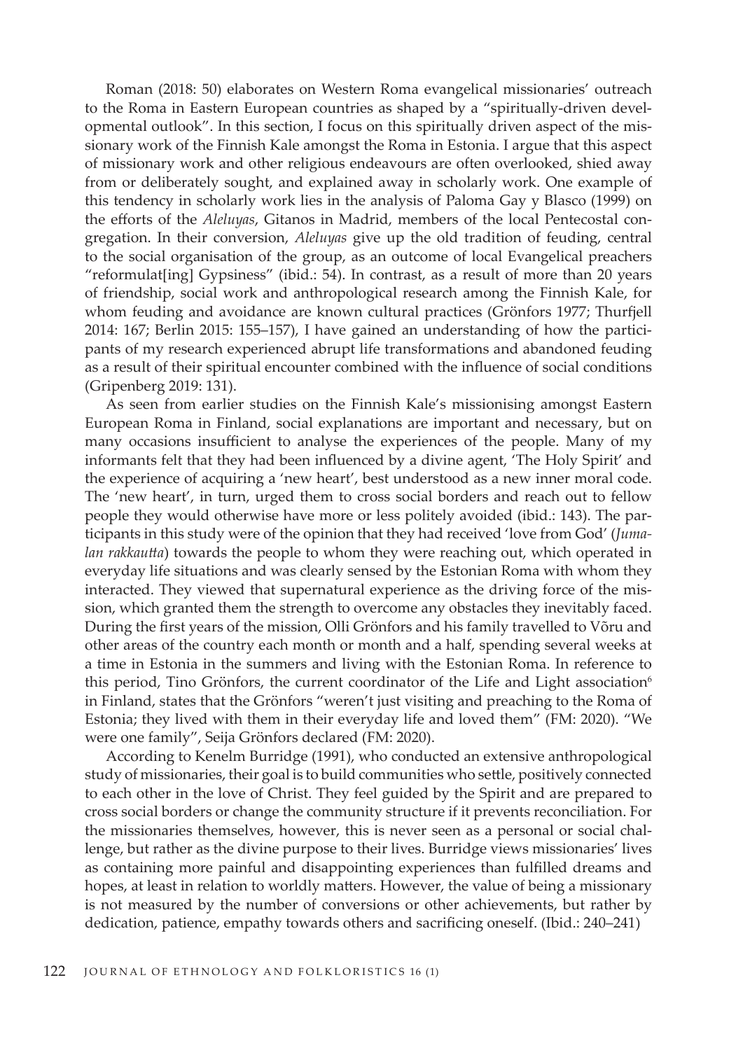Roman (2018: 50) elaborates on Western Roma evangelical missionaries' outreach to the Roma in Eastern European countries as shaped by a "spiritually-driven developmental outlook". In this section, I focus on this spiritually driven aspect of the missionary work of the Finnish Kale amongst the Roma in Estonia. I argue that this aspect of missionary work and other religious endeavours are often overlooked, shied away from or deliberately sought, and explained away in scholarly work. One example of this tendency in scholarly work lies in the analysis of Paloma Gay y Blasco (1999) on the efforts of the *Aleluyas*, Gitanos in Madrid, members of the local Pentecostal congregation. In their conversion, *Aleluyas* give up the old tradition of feuding, central to the social organisation of the group, as an outcome of local Evangelical preachers "reformulat[ing] Gypsiness" (ibid.: 54). In contrast, as a result of more than 20 years of friendship, social work and anthropological research among the Finnish Kale, for whom feuding and avoidance are known cultural practices (Grönfors 1977; Thurfjell 2014: 167; Berlin 2015: 155–157), I have gained an understanding of how the participants of my research experienced abrupt life transformations and abandoned feuding as a result of their spiritual encounter combined with the influence of social conditions (Gripenberg 2019: 131).

As seen from earlier studies on the Finnish Kale's missionising amongst Eastern European Roma in Finland, social explanations are important and necessary, but on many occasions insufficient to analyse the experiences of the people. Many of my informants felt that they had been influenced by a divine agent, 'The Holy Spirit' and the experience of acquiring a 'new heart', best understood as a new inner moral code. The 'new heart', in turn, urged them to cross social borders and reach out to fellow people they would otherwise have more or less politely avoided (ibid.: 143). The participants in this study were of the opinion that they had received 'love from God' (*Jumalan rakkautta*) towards the people to whom they were reaching out, which operated in everyday life situations and was clearly sensed by the Estonian Roma with whom they interacted. They viewed that supernatural experience as the driving force of the mission, which granted them the strength to overcome any obstacles they inevitably faced. During the first years of the mission, Olli Grönfors and his family travelled to Võru and other areas of the country each month or month and a half, spending several weeks at a time in Estonia in the summers and living with the Estonian Roma. In reference to this period, Tino Grönfors, the current coordinator of the Life and Light association[6] in Finland, states that the Grönfors "weren't just visiting and preaching to the Roma of Estonia; they lived with them in their everyday life and loved them" (FM: 2020). "We were one family", Seija Grönfors declared (FM: 2020).

According to Kenelm Burridge (1991), who conducted an extensive anthropological study of missionaries, their goal is to build communities who settle, positively connected to each other in the love of Christ. They feel guided by the Spirit and are prepared to cross social borders or change the community structure if it prevents reconciliation. For the missionaries themselves, however, this is never seen as a personal or social challenge, but rather as the divine purpose to their lives. Burridge views missionaries' lives as containing more painful and disappointing experiences than fulfilled dreams and hopes, at least in relation to worldly matters. However, the value of being a missionary is not measured by the number of conversions or other achievements, but rather by dedication, patience, empathy towards others and sacrificing oneself. (Ibid.: 240–241)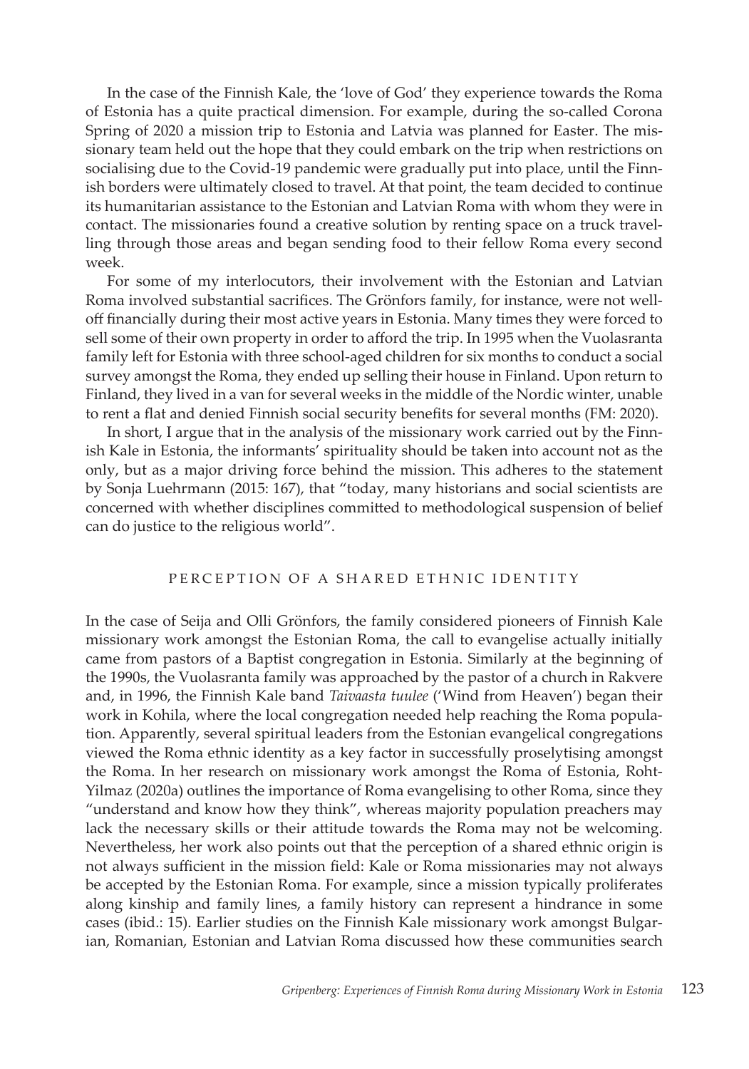In the case of the Finnish Kale, the 'love of God' they experience towards the Roma of Estonia has a quite practical dimension. For example, during the so-called Corona Spring of 2020 a mission trip to Estonia and Latvia was planned for Easter. The missionary team held out the hope that they could embark on the trip when restrictions on socialising due to the Covid-19 pandemic were gradually put into place, until the Finnish borders were ultimately closed to travel. At that point, the team decided to continue its humanitarian assistance to the Estonian and Latvian Roma with whom they were in contact. The missionaries found a creative solution by renting space on a truck travelling through those areas and began sending food to their fellow Roma every second week.

For some of my interlocutors, their involvement with the Estonian and Latvian Roma involved substantial sacrifices. The Grönfors family, for instance, were not well-off financially during their most active years in Estonia. Many times they were forced to sell some of their own property in order to afford the trip. In 1995 when the Vuolasranta family left for Estonia with three school-aged children for six months to conduct a social survey amongst the Roma, they ended up selling their house in Finland. Upon return to Finland, they lived in a van for several weeks in the middle of the Nordic winter, unable to rent a flat and denied Finnish social security benefits for several months (FM: 2020).

In short, I argue that in the analysis of the missionary work carried out by the Finnish Kale in Estonia, the informants' spirituality should be taken into account not as the only, but as a major driving force behind the mission. This adheres to the statement by Sonja Luehrmann (2015: 167), that "today, many historians and social scientists are concerned with whether disciplines committed to methodological suspension of belief can do justice to the religious world".

## PERCEPTION OF A SHARED ETHNIC IDENTITY

In the case of Seija and Olli Grönfors, the family considered pioneers of Finnish Kale missionary work amongst the Estonian Roma, the call to evangelise actually initially came from pastors of a Baptist congregation in Estonia. Similarly at the beginning of the 1990s, the Vuolasranta family was approached by the pastor of a church in Rakvere and, in 1996, the Finnish Kale band *Taivaasta tuulee* ('Wind from Heaven') began their work in Kohila, where the local congregation needed help reaching the Roma population. Apparently, several spiritual leaders from the Estonian evangelical congregations viewed the Roma ethnic identity as a key factor in successfully proselytising amongst the Roma. In her research on missionary work amongst the Roma of Estonia, Roht-Yilmaz (2020a) outlines the importance of Roma evangelising to other Roma, since they "understand and know how they think", whereas majority population preachers may lack the necessary skills or their attitude towards the Roma may not be welcoming. Nevertheless, her work also points out that the perception of a shared ethnic origin is not always sufficient in the mission field: Kale or Roma missionaries may not always be accepted by the Estonian Roma. For example, since a mission typically proliferates along kinship and family lines, a family history can represent a hindrance in some cases (ibid.: 15). Earlier studies on the Finnish Kale missionary work amongst Bulgarian, Romanian, Estonian and Latvian Roma discussed how these communities search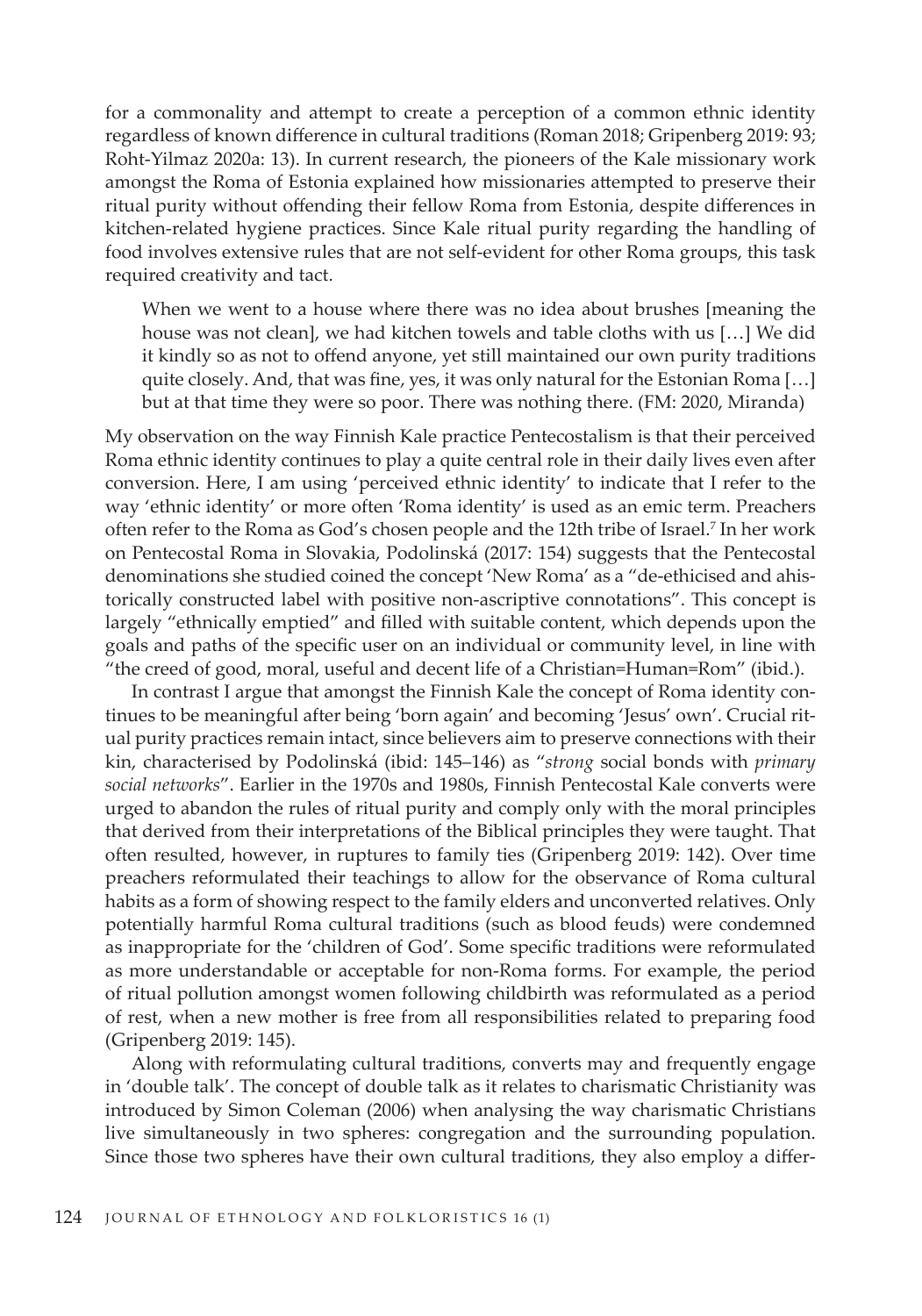for a commonality and attempt to create a perception of a common ethnic identity regardless of known difference in cultural traditions (Roman 2018; Gripenberg 2019: 93; Roht-Yilmaz 2020a: 13). In current research, the pioneers of the Kale missionary work amongst the Roma of Estonia explained how missionaries attempted to preserve their ritual purity without offending their fellow Roma from Estonia, despite differences in kitchen-related hygiene practices. Since Kale ritual purity regarding the handling of food involves extensive rules that are not self-evident for other Roma groups, this task required creativity and tact.

> When we went to a house where there was no idea about brushes [meaning the house was not clean], we had kitchen towels and table cloths with us […] We did it kindly so as not to offend anyone, yet still maintained our own purity traditions quite closely. And, that was fine, yes, it was only natural for the Estonian Roma […] but at that time they were so poor. There was nothing there. (FM: 2020, Miranda)

My observation on the way Finnish Kale practice Pentecostalism is that their perceived Roma ethnic identity continues to play a quite central role in their daily lives even after conversion. Here, I am using 'perceived ethnic identity' to indicate that I refer to the way 'ethnic identity' or more often 'Roma identity' is used as an emic term. Preachers often refer to the Roma as God's chosen people and the 12th tribe of Israel.[7] In her work on Pentecostal Roma in Slovakia, Podolinská (2017: 154) suggests that the Pentecostal denominations she studied coined the concept 'New Roma' as a "de-ethicised and ahistorically constructed label with positive non-ascriptive connotations". This concept is largely "ethnically emptied" and filled with suitable content, which depends upon the goals and paths of the specific user on an individual or community level, in line with "the creed of good, moral, useful and decent life of a Christian=Human=Rom" (ibid.).

In contrast I argue that amongst the Finnish Kale the concept of Roma identity continues to be meaningful after being 'born again' and becoming 'Jesus' own'. Crucial ritual purity practices remain intact, since believers aim to preserve connections with their kin, characterised by Podolinská (ibid: 145–146) as "*strong* social bonds with *primary social networks*". Earlier in the 1970s and 1980s, Finnish Pentecostal Kale converts were urged to abandon the rules of ritual purity and comply only with the moral principles that derived from their interpretations of the Biblical principles they were taught. That often resulted, however, in ruptures to family ties (Gripenberg 2019: 142). Over time preachers reformulated their teachings to allow for the observance of Roma cultural habits as a form of showing respect to the family elders and unconverted relatives. Only potentially harmful Roma cultural traditions (such as blood feuds) were condemned as inappropriate for the 'children of God'. Some specific traditions were reformulated as more understandable or acceptable for non-Roma forms. For example, the period of ritual pollution amongst women following childbirth was reformulated as a period of rest, when a new mother is free from all responsibilities related to preparing food (Gripenberg 2019: 145).

Along with reformulating cultural traditions, converts may and frequently engage in 'double talk'. The concept of double talk as it relates to charismatic Christianity was introduced by Simon Coleman (2006) when analysing the way charismatic Christians live simultaneously in two spheres: congregation and the surrounding population. Since those two spheres have their own cultural traditions, they also employ a differ-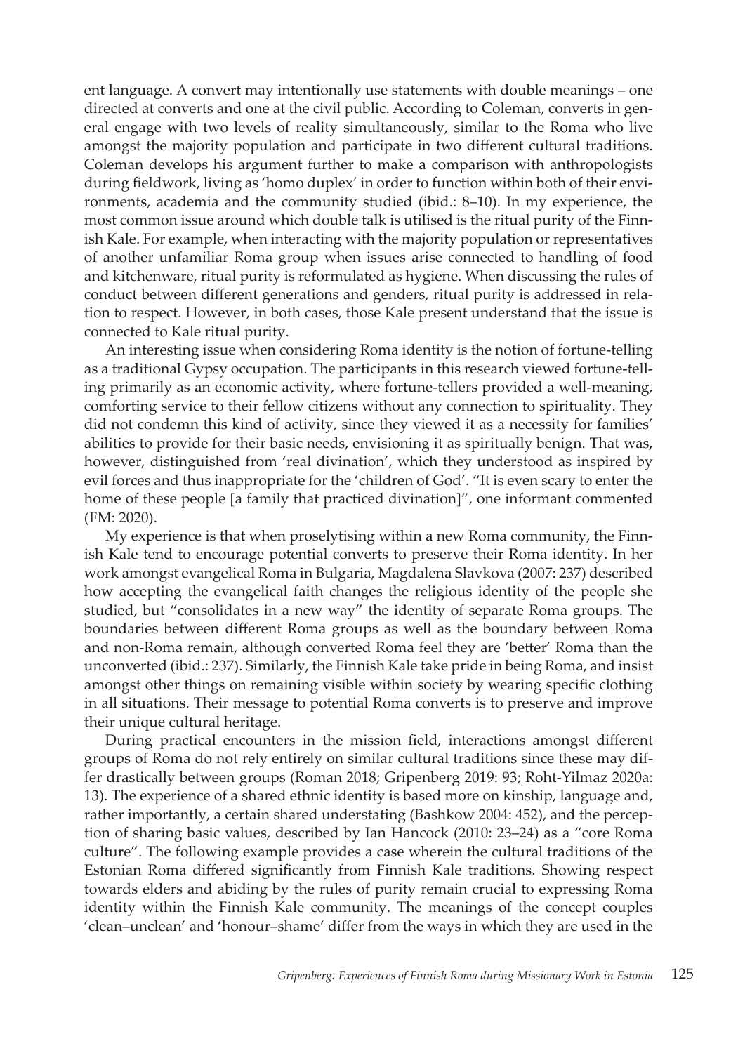ent language. A convert may intentionally use statements with double meanings – one directed at converts and one at the civil public. According to Coleman, converts in general engage with two levels of reality simultaneously, similar to the Roma who live amongst the majority population and participate in two different cultural traditions. Coleman develops his argument further to make a comparison with anthropologists during fieldwork, living as 'homo duplex' in order to function within both of their environments, academia and the community studied (ibid.: 8–10). In my experience, the most common issue around which double talk is utilised is the ritual purity of the Finnish Kale. For example, when interacting with the majority population or representatives of another unfamiliar Roma group when issues arise connected to handling of food and kitchenware, ritual purity is reformulated as hygiene. When discussing the rules of conduct between different generations and genders, ritual purity is addressed in relation to respect. However, in both cases, those Kale present understand that the issue is connected to Kale ritual purity.

An interesting issue when considering Roma identity is the notion of fortune-telling as a traditional Gypsy occupation. The participants in this research viewed fortune-telling primarily as an economic activity, where fortune-tellers provided a well-meaning, comforting service to their fellow citizens without any connection to spirituality. They did not condemn this kind of activity, since they viewed it as a necessity for families' abilities to provide for their basic needs, envisioning it as spiritually benign. That was, however, distinguished from 'real divination', which they understood as inspired by evil forces and thus inappropriate for the 'children of God'. "It is even scary to enter the home of these people [a family that practiced divination]", one informant commented (FM: 2020).

My experience is that when proselytising within a new Roma community, the Finnish Kale tend to encourage potential converts to preserve their Roma identity. In her work amongst evangelical Roma in Bulgaria, Magdalena Slavkova (2007: 237) described how accepting the evangelical faith changes the religious identity of the people she studied, but "consolidates in a new way" the identity of separate Roma groups. The boundaries between different Roma groups as well as the boundary between Roma and non-Roma remain, although converted Roma feel they are 'better' Roma than the unconverted (ibid.: 237). Similarly, the Finnish Kale take pride in being Roma, and insist amongst other things on remaining visible within society by wearing specific clothing in all situations. Their message to potential Roma converts is to preserve and improve their unique cultural heritage.

During practical encounters in the mission field, interactions amongst different groups of Roma do not rely entirely on similar cultural traditions since these may differ drastically between groups (Roman 2018; Gripenberg 2019: 93; Roht-Yilmaz 2020a: 13). The experience of a shared ethnic identity is based more on kinship, language and, rather importantly, a certain shared understating (Bashkow 2004: 452), and the perception of sharing basic values, described by Ian Hancock (2010: 23–24) as a "core Roma culture". The following example provides a case wherein the cultural traditions of the Estonian Roma differed significantly from Finnish Kale traditions. Showing respect towards elders and abiding by the rules of purity remain crucial to expressing Roma identity within the Finnish Kale community. The meanings of the concept couples 'clean–unclean' and 'honour–shame' differ from the ways in which they are used in the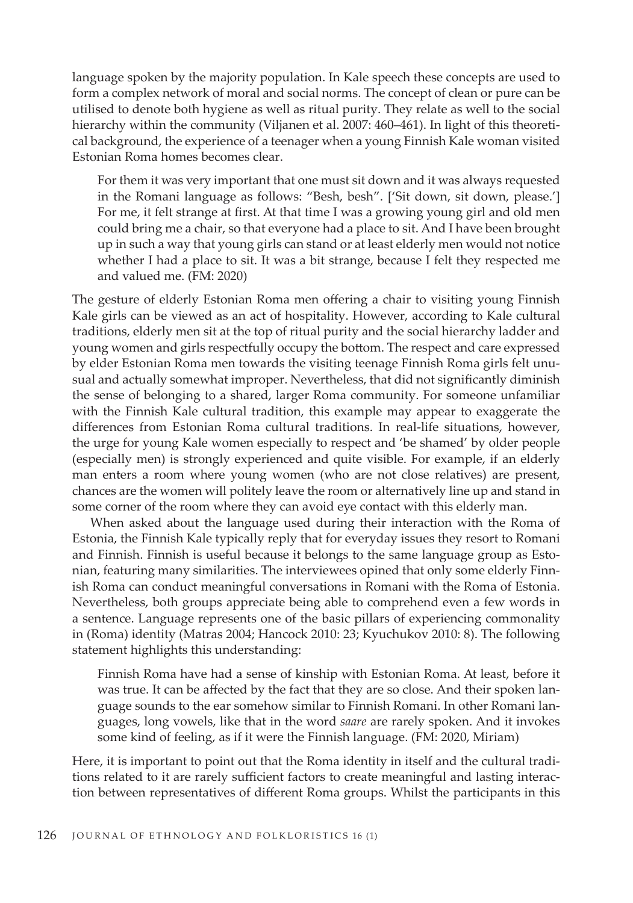language spoken by the majority population. In Kale speech these concepts are used to form a complex network of moral and social norms. The concept of clean or pure can be utilised to denote both hygiene as well as ritual purity. They relate as well to the social hierarchy within the community (Viljanen et al. 2007: 460–461). In light of this theoretical background, the experience of a teenager when a young Finnish Kale woman visited Estonian Roma homes becomes clear.

> For them it was very important that one must sit down and it was always requested in the Romani language as follows: "Besh, besh". ['Sit down, sit down, please.'] For me, it felt strange at first. At that time I was a growing young girl and old men could bring me a chair, so that everyone had a place to sit. And I have been brought up in such a way that young girls can stand or at least elderly men would not notice whether I had a place to sit. It was a bit strange, because I felt they respected me and valued me. (FM: 2020)

The gesture of elderly Estonian Roma men offering a chair to visiting young Finnish Kale girls can be viewed as an act of hospitality. However, according to Kale cultural traditions, elderly men sit at the top of ritual purity and the social hierarchy ladder and young women and girls respectfully occupy the bottom. The respect and care expressed by elder Estonian Roma men towards the visiting teenage Finnish Roma girls felt unusual and actually somewhat improper. Nevertheless, that did not significantly diminish the sense of belonging to a shared, larger Roma community. For someone unfamiliar with the Finnish Kale cultural tradition, this example may appear to exaggerate the differences from Estonian Roma cultural traditions. In real-life situations, however, the urge for young Kale women especially to respect and 'be shamed' by older people (especially men) is strongly experienced and quite visible. For example, if an elderly man enters a room where young women (who are not close relatives) are present, chances are the women will politely leave the room or alternatively line up and stand in some corner of the room where they can avoid eye contact with this elderly man.

When asked about the language used during their interaction with the Roma of Estonia, the Finnish Kale typically reply that for everyday issues they resort to Romani and Finnish. Finnish is useful because it belongs to the same language group as Estonian, featuring many similarities. The interviewees opined that only some elderly Finnish Roma can conduct meaningful conversations in Romani with the Roma of Estonia. Nevertheless, both groups appreciate being able to comprehend even a few words in a sentence. Language represents one of the basic pillars of experiencing commonality in (Roma) identity (Matras 2004; Hancock 2010: 23; Kyuchukov 2010: 8). The following statement highlights this understanding:

> Finnish Roma have had a sense of kinship with Estonian Roma. At least, before it was true. It can be affected by the fact that they are so close. And their spoken language sounds to the ear somehow similar to Finnish Romani. In other Romani languages, long vowels, like that in the word *saare* are rarely spoken. And it invokes some kind of feeling, as if it were the Finnish language. (FM: 2020, Miriam)

Here, it is important to point out that the Roma identity in itself and the cultural traditions related to it are rarely sufficient factors to create meaningful and lasting interaction between representatives of different Roma groups. Whilst the participants in this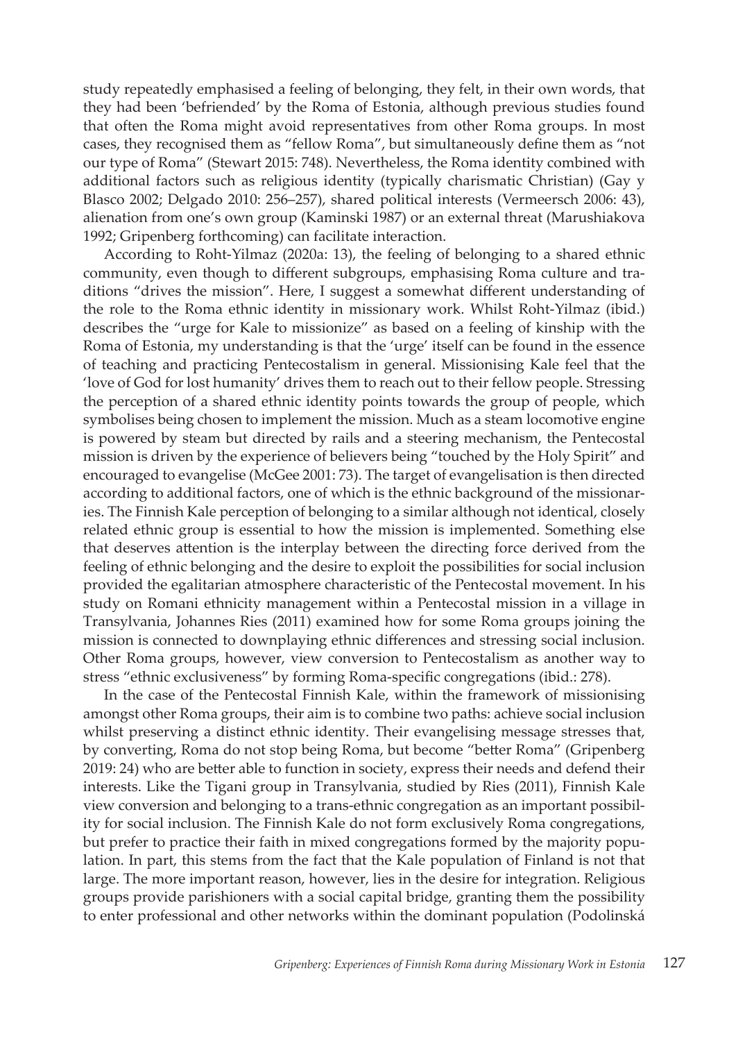study repeatedly emphasised a feeling of belonging, they felt, in their own words, that they had been 'befriended' by the Roma of Estonia, although previous studies found that often the Roma might avoid representatives from other Roma groups. In most cases, they recognised them as "fellow Roma", but simultaneously define them as "not our type of Roma" (Stewart 2015: 748). Nevertheless, the Roma identity combined with additional factors such as religious identity (typically charismatic Christian) (Gay y Blasco 2002; Delgado 2010: 256–257), shared political interests (Vermeersch 2006: 43), alienation from one's own group (Kaminski 1987) or an external threat (Marushiakova 1992; Gripenberg forthcoming) can facilitate interaction.

According to Roht-Yilmaz (2020a: 13), the feeling of belonging to a shared ethnic community, even though to different subgroups, emphasising Roma culture and traditions "drives the mission". Here, I suggest a somewhat different understanding of the role to the Roma ethnic identity in missionary work. Whilst Roht-Yilmaz (ibid.) describes the "urge for Kale to missionize" as based on a feeling of kinship with the Roma of Estonia, my understanding is that the 'urge' itself can be found in the essence of teaching and practicing Pentecostalism in general. Missionising Kale feel that the 'love of God for lost humanity' drives them to reach out to their fellow people. Stressing the perception of a shared ethnic identity points towards the group of people, which symbolises being chosen to implement the mission. Much as a steam locomotive engine is powered by steam but directed by rails and a steering mechanism, the Pentecostal mission is driven by the experience of believers being "touched by the Holy Spirit" and encouraged to evangelise (McGee 2001: 73). The target of evangelisation is then directed according to additional factors, one of which is the ethnic background of the missionaries. The Finnish Kale perception of belonging to a similar although not identical, closely related ethnic group is essential to how the mission is implemented. Something else that deserves attention is the interplay between the directing force derived from the feeling of ethnic belonging and the desire to exploit the possibilities for social inclusion provided the egalitarian atmosphere characteristic of the Pentecostal movement. In his study on Romani ethnicity management within a Pentecostal mission in a village in Transylvania, Johannes Ries (2011) examined how for some Roma groups joining the mission is connected to downplaying ethnic differences and stressing social inclusion. Other Roma groups, however, view conversion to Pentecostalism as another way to stress "ethnic exclusiveness" by forming Roma-specific congregations (ibid.: 278).

In the case of the Pentecostal Finnish Kale, within the framework of missionising amongst other Roma groups, their aim is to combine two paths: achieve social inclusion whilst preserving a distinct ethnic identity. Their evangelising message stresses that, by converting, Roma do not stop being Roma, but become "better Roma" (Gripenberg 2019: 24) who are better able to function in society, express their needs and defend their interests. Like the Tigani group in Transylvania, studied by Ries (2011), Finnish Kale view conversion and belonging to a trans-ethnic congregation as an important possibility for social inclusion. The Finnish Kale do not form exclusively Roma congregations, but prefer to practice their faith in mixed congregations formed by the majority population. In part, this stems from the fact that the Kale population of Finland is not that large. The more important reason, however, lies in the desire for integration. Religious groups provide parishioners with a social capital bridge, granting them the possibility to enter professional and other networks within the dominant population (Podolinská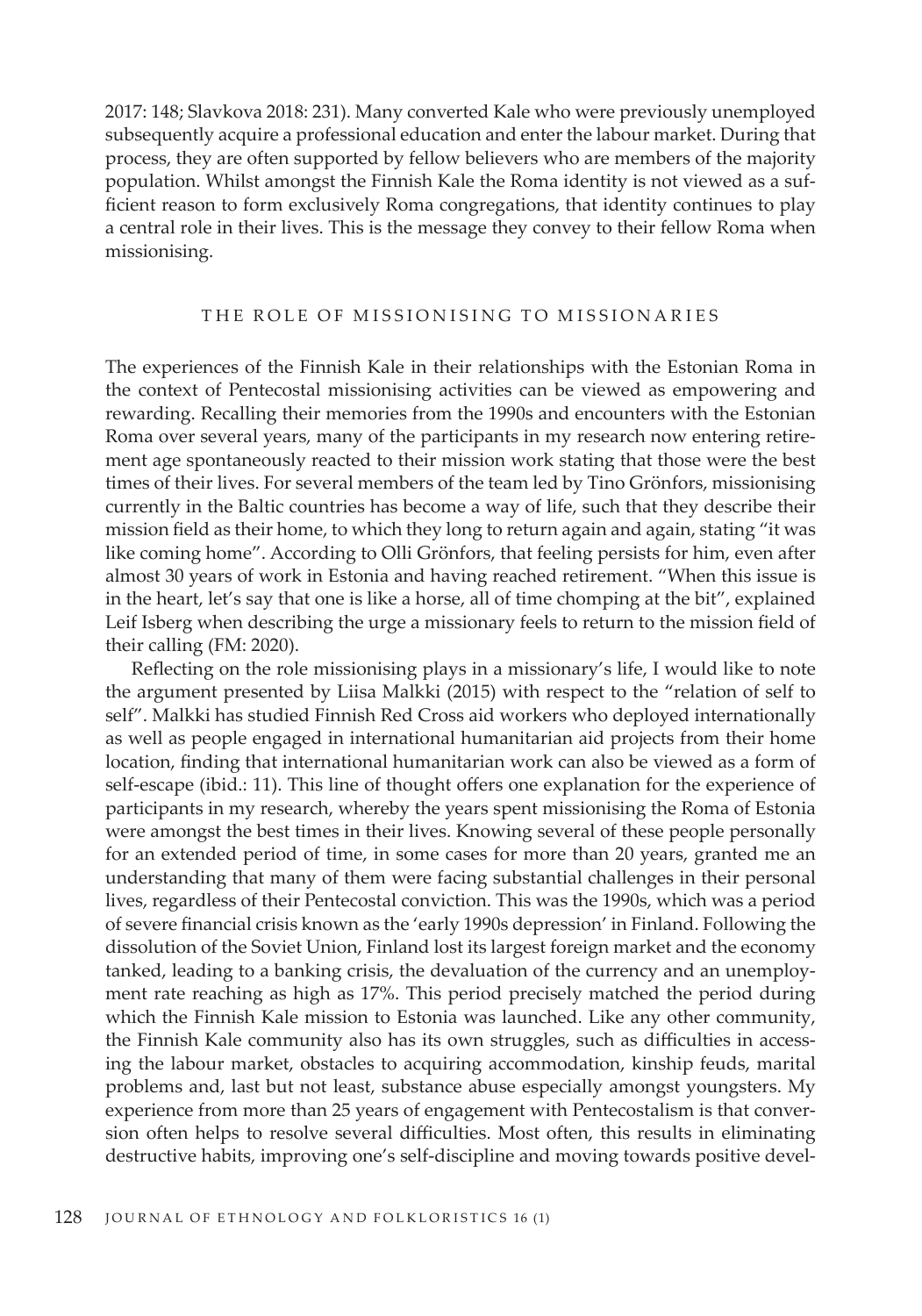2017: 148; Slavkova 2018: 231). Many converted Kale who were previously unemployed subsequently acquire a professional education and enter the labour market. During that process, they are often supported by fellow believers who are members of the majority population. Whilst amongst the Finnish Kale the Roma identity is not viewed as a sufficient reason to form exclusively Roma congregations, that identity continues to play a central role in their lives. This is the message they convey to their fellow Roma when missionising.

## THE ROLE OF MISSIONISING TO MISSIONARIES

The experiences of the Finnish Kale in their relationships with the Estonian Roma in the context of Pentecostal missionising activities can be viewed as empowering and rewarding. Recalling their memories from the 1990s and encounters with the Estonian Roma over several years, many of the participants in my research now entering retirement age spontaneously reacted to their mission work stating that those were the best times of their lives. For several members of the team led by Tino Grönfors, missionising currently in the Baltic countries has become a way of life, such that they describe their mission field as their home, to which they long to return again and again, stating "it was like coming home". According to Olli Grönfors, that feeling persists for him, even after almost 30 years of work in Estonia and having reached retirement. "When this issue is in the heart, let's say that one is like a horse, all of time chomping at the bit", explained Leif Isberg when describing the urge a missionary feels to return to the mission field of their calling (FM: 2020).

Reflecting on the role missionising plays in a missionary's life, I would like to note the argument presented by Liisa Malkki (2015) with respect to the "relation of self to self". Malkki has studied Finnish Red Cross aid workers who deployed internationally as well as people engaged in international humanitarian aid projects from their home location, finding that international humanitarian work can also be viewed as a form of self-escape (ibid.: 11). This line of thought offers one explanation for the experience of participants in my research, whereby the years spent missionising the Roma of Estonia were amongst the best times in their lives. Knowing several of these people personally for an extended period of time, in some cases for more than 20 years, granted me an understanding that many of them were facing substantial challenges in their personal lives, regardless of their Pentecostal conviction. This was the 1990s, which was a period of severe financial crisis known as the 'early 1990s depression' in Finland. Following the dissolution of the Soviet Union, Finland lost its largest foreign market and the economy tanked, leading to a banking crisis, the devaluation of the currency and an unemployment rate reaching as high as 17%. This period precisely matched the period during which the Finnish Kale mission to Estonia was launched. Like any other community, the Finnish Kale community also has its own struggles, such as difficulties in accessing the labour market, obstacles to acquiring accommodation, kinship feuds, marital problems and, last but not least, substance abuse especially amongst youngsters. My experience from more than 25 years of engagement with Pentecostalism is that conversion often helps to resolve several difficulties. Most often, this results in eliminating destructive habits, improving one's self-discipline and moving towards positive devel-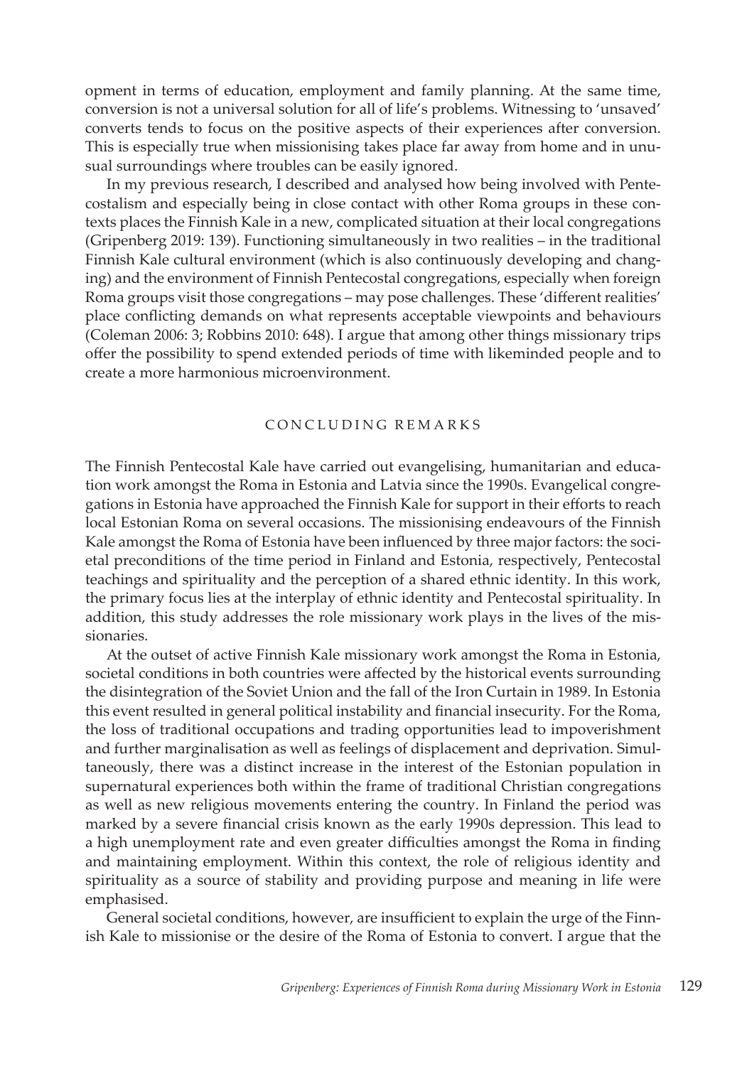opment in terms of education, employment and family planning. At the same time, conversion is not a universal solution for all of life's problems. Witnessing to 'unsaved' converts tends to focus on the positive aspects of their experiences after conversion. This is especially true when missionising takes place far away from home and in unusual surroundings where troubles can be easily ignored.

In my previous research, I described and analysed how being involved with Pentecostalism and especially being in close contact with other Roma groups in these contexts places the Finnish Kale in a new, complicated situation at their local congregations (Gripenberg 2019: 139). Functioning simultaneously in two realities – in the traditional Finnish Kale cultural environment (which is also continuously developing and changing) and the environment of Finnish Pentecostal congregations, especially when foreign Roma groups visit those congregations – may pose challenges. These 'different realities' place conflicting demands on what represents acceptable viewpoints and behaviours (Coleman 2006: 3; Robbins 2010: 648). I argue that among other things missionary trips offer the possibility to spend extended periods of time with likeminded people and to create a more harmonious microenvironment.

## CONCLUDING REMARKS

The Finnish Pentecostal Kale have carried out evangelising, humanitarian and education work amongst the Roma in Estonia and Latvia since the 1990s. Evangelical congregations in Estonia have approached the Finnish Kale for support in their efforts to reach local Estonian Roma on several occasions. The missionising endeavours of the Finnish Kale amongst the Roma of Estonia have been influenced by three major factors: the societal preconditions of the time period in Finland and Estonia, respectively, Pentecostal teachings and spirituality and the perception of a shared ethnic identity. In this work, the primary focus lies at the interplay of ethnic identity and Pentecostal spirituality. In addition, this study addresses the role missionary work plays in the lives of the missionaries.

At the outset of active Finnish Kale missionary work amongst the Roma in Estonia, societal conditions in both countries were affected by the historical events surrounding the disintegration of the Soviet Union and the fall of the Iron Curtain in 1989. In Estonia this event resulted in general political instability and financial insecurity. For the Roma, the loss of traditional occupations and trading opportunities lead to impoverishment and further marginalisation as well as feelings of displacement and deprivation. Simultaneously, there was a distinct increase in the interest of the Estonian population in supernatural experiences both within the frame of traditional Christian congregations as well as new religious movements entering the country. In Finland the period was marked by a severe financial crisis known as the early 1990s depression. This lead to a high unemployment rate and even greater difficulties amongst the Roma in finding and maintaining employment. Within this context, the role of religious identity and spirituality as a source of stability and providing purpose and meaning in life were emphasised.

General societal conditions, however, are insufficient to explain the urge of the Finnish Kale to missionise or the desire of the Roma of Estonia to convert. I argue that the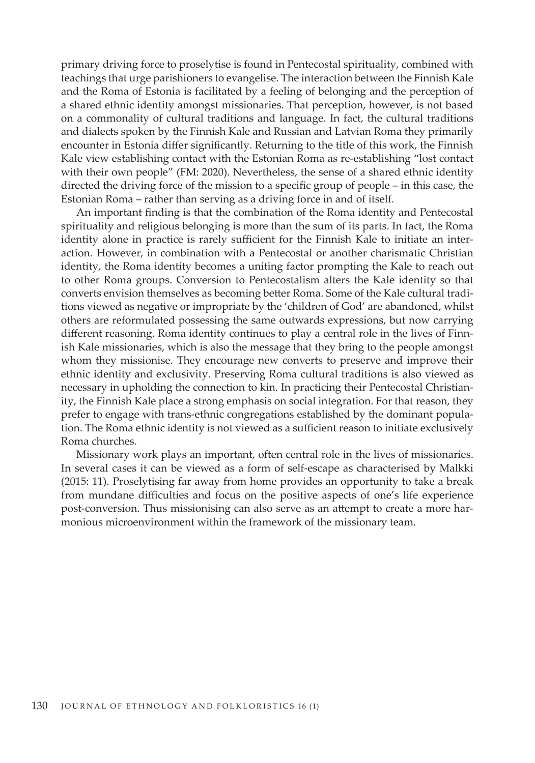primary driving force to proselytise is found in Pentecostal spirituality, combined with teachings that urge parishioners to evangelise. The interaction between the Finnish Kale and the Roma of Estonia is facilitated by a feeling of belonging and the perception of a shared ethnic identity amongst missionaries. That perception, however, is not based on a commonality of cultural traditions and language. In fact, the cultural traditions and dialects spoken by the Finnish Kale and Russian and Latvian Roma they primarily encounter in Estonia differ significantly. Returning to the title of this work, the Finnish Kale view establishing contact with the Estonian Roma as re-establishing "lost contact with their own people" (FM: 2020). Nevertheless, the sense of a shared ethnic identity directed the driving force of the mission to a specific group of people – in this case, the Estonian Roma – rather than serving as a driving force in and of itself.

An important finding is that the combination of the Roma identity and Pentecostal spirituality and religious belonging is more than the sum of its parts. In fact, the Roma identity alone in practice is rarely sufficient for the Finnish Kale to initiate an interaction. However, in combination with a Pentecostal or another charismatic Christian identity, the Roma identity becomes a uniting factor prompting the Kale to reach out to other Roma groups. Conversion to Pentecostalism alters the Kale identity so that converts envision themselves as becoming better Roma. Some of the Kale cultural traditions viewed as negative or impropriate by the 'children of God' are abandoned, whilst others are reformulated possessing the same outwards expressions, but now carrying different reasoning. Roma identity continues to play a central role in the lives of Finnish Kale missionaries, which is also the message that they bring to the people amongst whom they missionise. They encourage new converts to preserve and improve their ethnic identity and exclusivity. Preserving Roma cultural traditions is also viewed as necessary in upholding the connection to kin. In practicing their Pentecostal Christianity, the Finnish Kale place a strong emphasis on social integration. For that reason, they prefer to engage with trans-ethnic congregations established by the dominant population. The Roma ethnic identity is not viewed as a sufficient reason to initiate exclusively Roma churches.

Missionary work plays an important, often central role in the lives of missionaries. In several cases it can be viewed as a form of self-escape as characterised by Malkki (2015: 11). Proselytising far away from home provides an opportunity to take a break from mundane difficulties and focus on the positive aspects of one's life experience post-conversion. Thus missionising can also serve as an attempt to create a more harmonious microenvironment within the framework of the missionary team.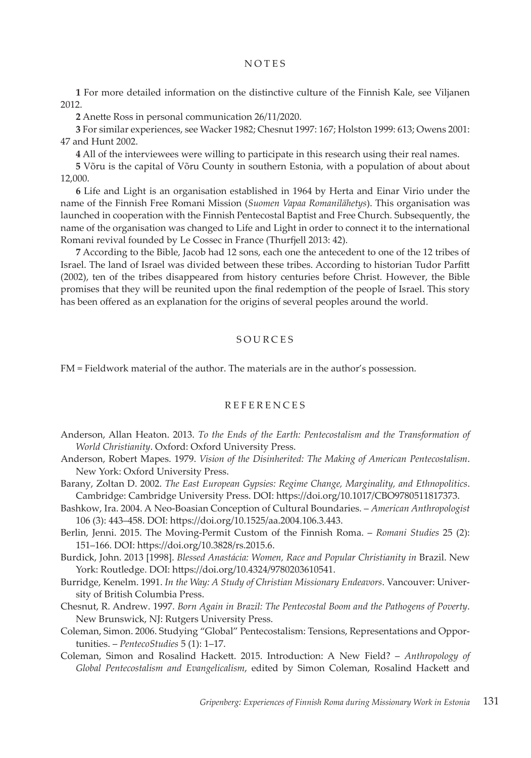## NOTES

**1** For more detailed information on the distinctive culture of the Finnish Kale, see Viljanen 2012.

**2** Anette Ross in personal communication 26/11/2020.

**3** For similar experiences, see Wacker 1982; Chesnut 1997: 167; Holston 1999: 613; Owens 2001: 47 and Hunt 2002.

**4** All of the interviewees were willing to participate in this research using their real names.

**5** Võru is the capital of Võru County in southern Estonia, with a population of about about 12,000.

**6** Life and Light is an organisation established in 1964 by Herta and Einar Virio under the name of the Finnish Free Romani Mission (*Suomen Vapaa Romanilähetys*). This organisation was launched in cooperation with the Finnish Pentecostal Baptist and Free Church. Subsequently, the name of the organisation was changed to Life and Light in order to connect it to the international Romani revival founded by Le Cossec in France (Thurfjell 2013: 42).

**7** According to the Bible, Jacob had 12 sons, each one the antecedent to one of the 12 tribes of Israel. The land of Israel was divided between these tribes. According to historian Tudor Parfitt (2002), ten of the tribes disappeared from history centuries before Christ. However, the Bible promises that they will be reunited upon the final redemption of the people of Israel. This story has been offered as an explanation for the origins of several peoples around the world.

## SOURCES

FM = Fieldwork material of the author. The materials are in the author's possession.

## REFERENCES

Anderson, Allan Heaton. 2013. *To the Ends of the Earth: Pentecostalism and the Transformation of World Christianity*. Oxford: Oxford University Press.

Anderson, Robert Mapes. 1979. *Vision of the Disinherited: The Making of American Pentecostalism*. New York: Oxford University Press.

Barany, Zoltan D. 2002. *The East European Gypsies: Regime Change, Marginality, and Ethnopolitics*. Cambridge: Cambridge University Press. DOI: https://doi.org/10.1017/CBO9780511817373.

Bashkow, Ira. 2004. A Neo-Boasian Conception of Cultural Boundaries. – *American Anthropologist* 106 (3): 443–458. DOI: https://doi.org/10.1525/aa.2004.106.3.443.

Berlin, Jenni. 2015. The Moving-Permit Custom of the Finnish Roma. – *Romani Studies* 25 (2): 151–166. DOI: https://doi.org/10.3828/rs.2015.6.

Burdick, John. 2013 [1998]. *Blessed Anastácia: Women, Race and Popular Christianity in* Brazil. New York: Routledge. DOI: https://doi.org/10.4324/9780203610541.

Burridge, Kenelm. 1991. *In the Way: A Study of Christian Missionary Endeavors*. Vancouver: University of British Columbia Press.

Chesnut, R. Andrew. 1997. *Born Again in Brazil: The Pentecostal Boom and the Pathogens of Poverty*. New Brunswick, NJ: Rutgers University Press.

Coleman, Simon. 2006. Studying "Global" Pentecostalism: Tensions, Representations and Opportunities. – *PentecoStudies* 5 (1): 1–17.

Coleman, Simon and Rosalind Hackett. 2015. Introduction: A New Field? – *Anthropology of Global Pentecostalism and Evangelicalism*, edited by Simon Coleman, Rosalind Hackett and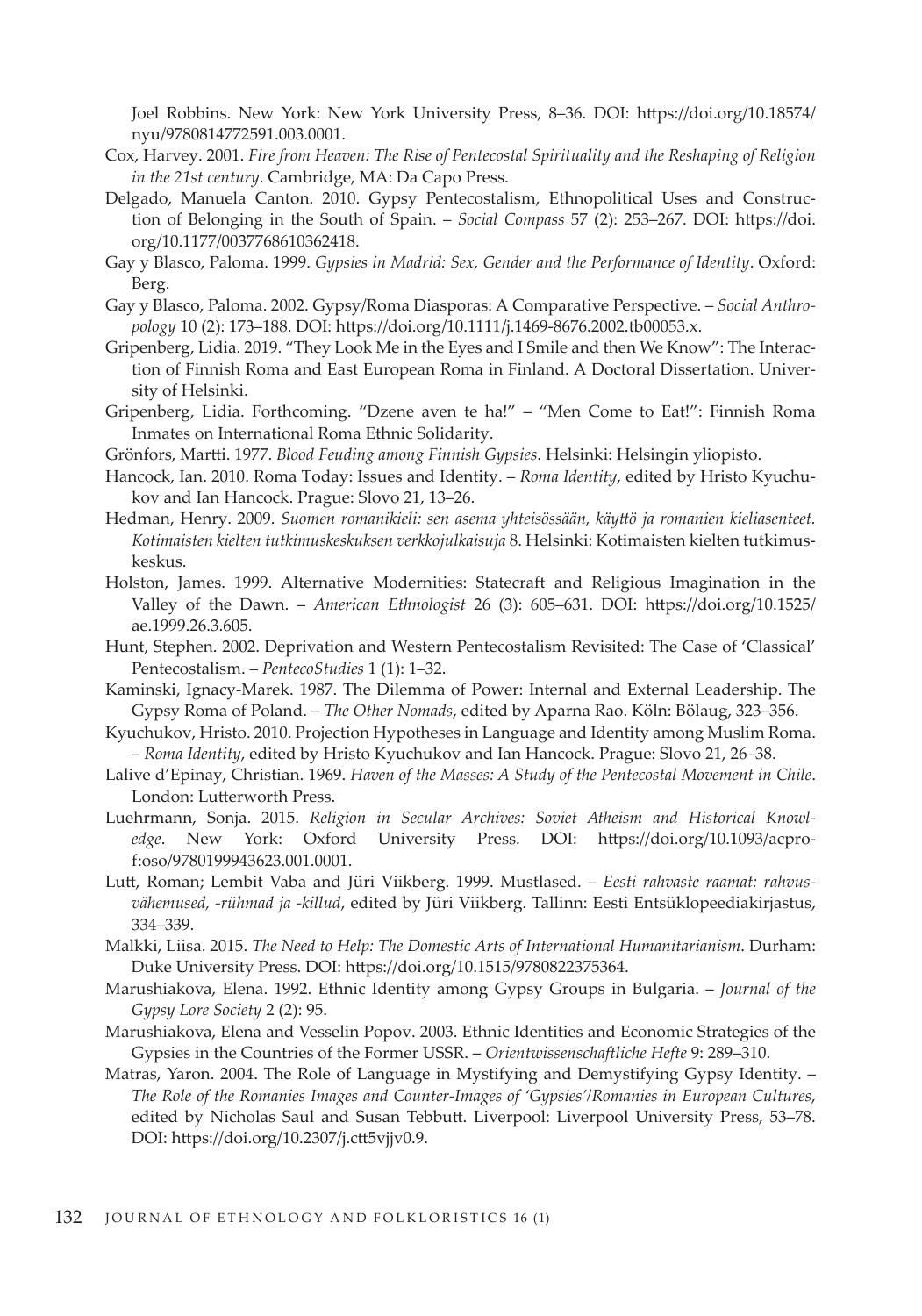Joel Robbins. New York: New York University Press, 8–36. DOI: https://doi.org/10.18574/nyu/9780814772591.003.0001.

Cox, Harvey. 2001. *Fire from Heaven: The Rise of Pentecostal Spirituality and the Reshaping of Religion in the 21st century*. Cambridge, MA: Da Capo Press.

Delgado, Manuela Canton. 2010. Gypsy Pentecostalism, Ethnopolitical Uses and Construction of Belonging in the South of Spain. – *Social Compass* 57 (2): 253–267. DOI: https://doi.org/10.1177/0037768610362418.

Gay y Blasco, Paloma. 1999. *Gypsies in Madrid: Sex, Gender and the Performance of Identity*. Oxford: Berg.

Gay y Blasco, Paloma. 2002. Gypsy/Roma Diasporas: A Comparative Perspective. – *Social Anthropology* 10 (2): 173–188. DOI: https://doi.org/10.1111/j.1469-8676.2002.tb00053.x.

Gripenberg, Lidia. 2019. "They Look Me in the Eyes and I Smile and then We Know": The Interaction of Finnish Roma and East European Roma in Finland. A Doctoral Dissertation. University of Helsinki.

Gripenberg, Lidia. Forthcoming. "Dzene aven te ha!" – "Men Come to Eat!": Finnish Roma Inmates on International Roma Ethnic Solidarity.

Grönfors, Martti. 1977. *Blood Feuding among Finnish Gypsies*. Helsinki: Helsingin yliopisto.

Hancock, Ian. 2010. Roma Today: Issues and Identity. – *Roma Identity*, edited by Hristo Kyuchukov and Ian Hancock. Prague: Slovo 21, 13–26.

Hedman, Henry. 2009. *Suomen romanikieli: sen asema yhteisössään, käyttö ja romanien kieliasenteet. Kotimaisten kielten tutkimuskeskuksen verkkojulkaisuja* 8. Helsinki: Kotimaisten kielten tutkimuskeskus.

Holston, James. 1999. Alternative Modernities: Statecraft and Religious Imagination in the Valley of the Dawn. – *American Ethnologist* 26 (3): 605–631. DOI: https://doi.org/10.1525/ae.1999.26.3.605.

Hunt, Stephen. 2002. Deprivation and Western Pentecostalism Revisited: The Case of 'Classical' Pentecostalism. – *PentecoStudies* 1 (1): 1–32.

Kaminski, Ignacy-Marek. 1987. The Dilemma of Power: Internal and External Leadership. The Gypsy Roma of Poland. – *The Other Nomads*, edited by Aparna Rao. Köln: Bölaug, 323–356.

Kyuchukov, Hristo. 2010. Projection Hypotheses in Language and Identity among Muslim Roma. – *Roma Identity*, edited by Hristo Kyuchukov and Ian Hancock. Prague: Slovo 21, 26–38.

Lalive d'Epinay, Christian. 1969. *Haven of the Masses: A Study of the Pentecostal Movement in Chile*. London: Lutterworth Press.

Luehrmann, Sonja. 2015. *Religion in Secular Archives: Soviet Atheism and Historical Knowledge*. New York: Oxford University Press. DOI: https://doi.org/10.1093/acprof:oso/9780199943623.001.0001.

Lutt, Roman; Lembit Vaba and Jüri Viikberg. 1999. Mustlased. – *Eesti rahvaste raamat: rahvusvähemused, -rühmad ja -killud*, edited by Jüri Viikberg. Tallinn: Eesti Entsüklopeediakirjastus, 334–339.

Malkki, Liisa. 2015. *The Need to Help: The Domestic Arts of International Humanitarianism*. Durham: Duke University Press. DOI: https://doi.org/10.1515/9780822375364.

Marushiakova, Elena. 1992. Ethnic Identity among Gypsy Groups in Bulgaria. – *Journal of the Gypsy Lore Society* 2 (2): 95.

Marushiakova, Elena and Vesselin Popov. 2003. Ethnic Identities and Economic Strategies of the Gypsies in the Countries of the Former USSR. – *Orientwissenschaftliche Hefte* 9: 289–310.

Matras, Yaron. 2004. The Role of Language in Mystifying and Demystifying Gypsy Identity. – *The Role of the Romanies Images and Counter-Images of 'Gypsies'/Romanies in European Cultures*, edited by Nicholas Saul and Susan Tebbutt. Liverpool: Liverpool University Press, 53–78. DOI: https://doi.org/10.2307/j.ctt5vjjv0.9.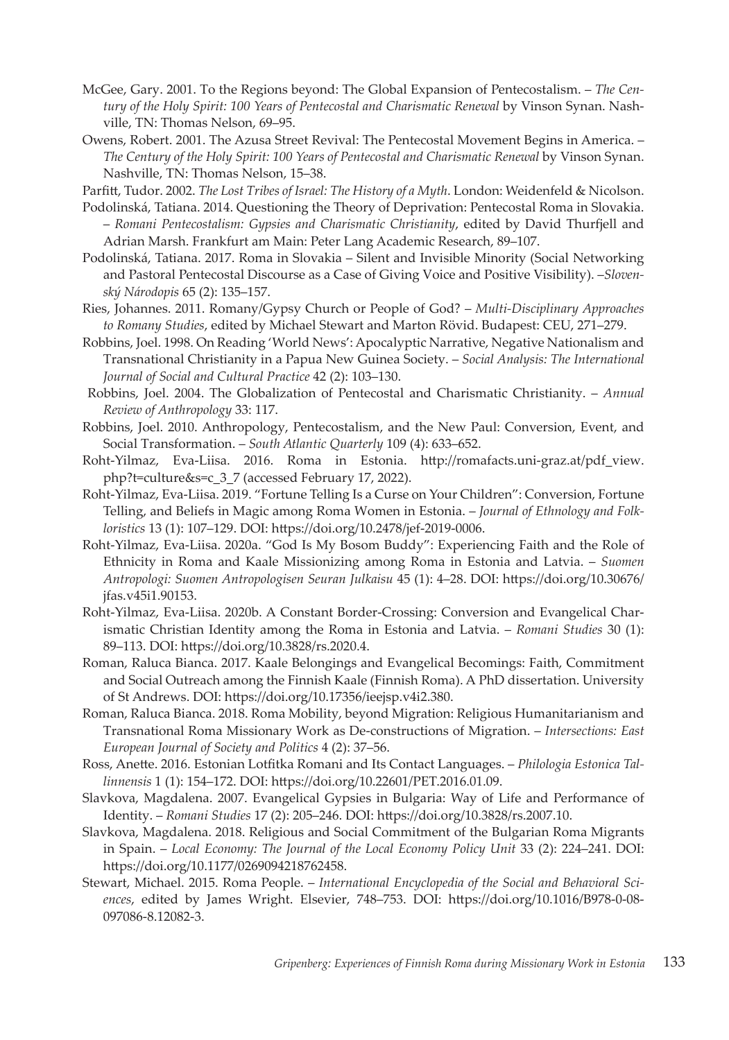McGee, Gary. 2001. To the Regions beyond: The Global Expansion of Pentecostalism. – *The Century of the Holy Spirit: 100 Years of Pentecostal and Charismatic Renewal* by Vinson Synan. Nashville, TN: Thomas Nelson, 69–95.

Owens, Robert. 2001. The Azusa Street Revival: The Pentecostal Movement Begins in America. – *The Century of the Holy Spirit: 100 Years of Pentecostal and Charismatic Renewal* by Vinson Synan. Nashville, TN: Thomas Nelson, 15–38.

Parfitt, Tudor. 2002. *The Lost Tribes of Israel: The History of a Myth*. London: Weidenfeld & Nicolson.

Podolinská, Tatiana. 2014. Questioning the Theory of Deprivation: Pentecostal Roma in Slovakia. – *Romani Pentecostalism: Gypsies and Charismatic Christianity*, edited by David Thurfjell and Adrian Marsh. Frankfurt am Main: Peter Lang Academic Research, 89–107.

Podolinská, Tatiana. 2017. Roma in Slovakia – Silent and Invisible Minority (Social Networking and Pastoral Pentecostal Discourse as a Case of Giving Voice and Positive Visibility). –*Slovenský Národopis* 65 (2): 135–157.

Ries, Johannes. 2011. Romany/Gypsy Church or People of God? – *Multi-Disciplinary Approaches to Romany Studies*, edited by Michael Stewart and Marton Rövid. Budapest: CEU, 271–279.

Robbins, Joel. 1998. On Reading 'World News': Apocalyptic Narrative, Negative Nationalism and Transnational Christianity in a Papua New Guinea Society. – *Social Analysis: The International Journal of Social and Cultural Practice* 42 (2): 103–130.

Robbins, Joel. 2004. The Globalization of Pentecostal and Charismatic Christianity. – *Annual Review of Anthropology* 33: 117.

Robbins, Joel. 2010. Anthropology, Pentecostalism, and the New Paul: Conversion, Event, and Social Transformation. – *South Atlantic Quarterly* 109 (4): 633–652.

Roht-Yilmaz, Eva-Liisa. 2016. Roma in Estonia. http://romafacts.uni-graz.at/pdf_view.php?t=culture&s=c_3_7 (accessed February 17, 2022).

Roht-Yilmaz, Eva-Liisa. 2019. "Fortune Telling Is a Curse on Your Children": Conversion, Fortune Telling, and Beliefs in Magic among Roma Women in Estonia. – *Journal of Ethnology and Folkloristics* 13 (1): 107–129. DOI: https://doi.org/10.2478/jef-2019-0006.

Roht-Yilmaz, Eva-Liisa. 2020a. "God Is My Bosom Buddy": Experiencing Faith and the Role of Ethnicity in Roma and Kaale Missionizing among Roma in Estonia and Latvia. – *Suomen Antropologi: Suomen Antropologisen Seuran Julkaisu* 45 (1): 4–28. DOI: https://doi.org/10.30676/jfas.v45i1.90153.

Roht-Yilmaz, Eva-Liisa. 2020b. A Constant Border-Crossing: Conversion and Evangelical Charismatic Christian Identity among the Roma in Estonia and Latvia. – *Romani Studies* 30 (1): 89–113. DOI: https://doi.org/10.3828/rs.2020.4.

Roman, Raluca Bianca. 2017. Kaale Belongings and Evangelical Becomings: Faith, Commitment and Social Outreach among the Finnish Kaale (Finnish Roma). A PhD dissertation. University of St Andrews. DOI: https://doi.org/10.17356/ieejsp.v4i2.380.

Roman, Raluca Bianca. 2018. Roma Mobility, beyond Migration: Religious Humanitarianism and Transnational Roma Missionary Work as De-constructions of Migration. – *Intersections: East European Journal of Society and Politics* 4 (2): 37–56.

Ross, Anette. 2016. Estonian Lotfitka Romani and Its Contact Languages. – *Philologia Estonica Tallinnensis* 1 (1): 154–172. DOI: https://doi.org/10.22601/PET.2016.01.09.

Slavkova, Magdalena. 2007. Evangelical Gypsies in Bulgaria: Way of Life and Performance of Identity. – *Romani Studies* 17 (2): 205–246. DOI: https://doi.org/10.3828/rs.2007.10.

Slavkova, Magdalena. 2018. Religious and Social Commitment of the Bulgarian Roma Migrants in Spain. – *Local Economy: The Journal of the Local Economy Policy Unit* 33 (2): 224–241. DOI: https://doi.org/10.1177/0269094218762458.

Stewart, Michael. 2015. Roma People. – *International Encyclopedia of the Social and Behavioral Sciences*, edited by James Wright. Elsevier, 748–753. DOI: https://doi.org/10.1016/B978-0-08-097086-8.12082-3.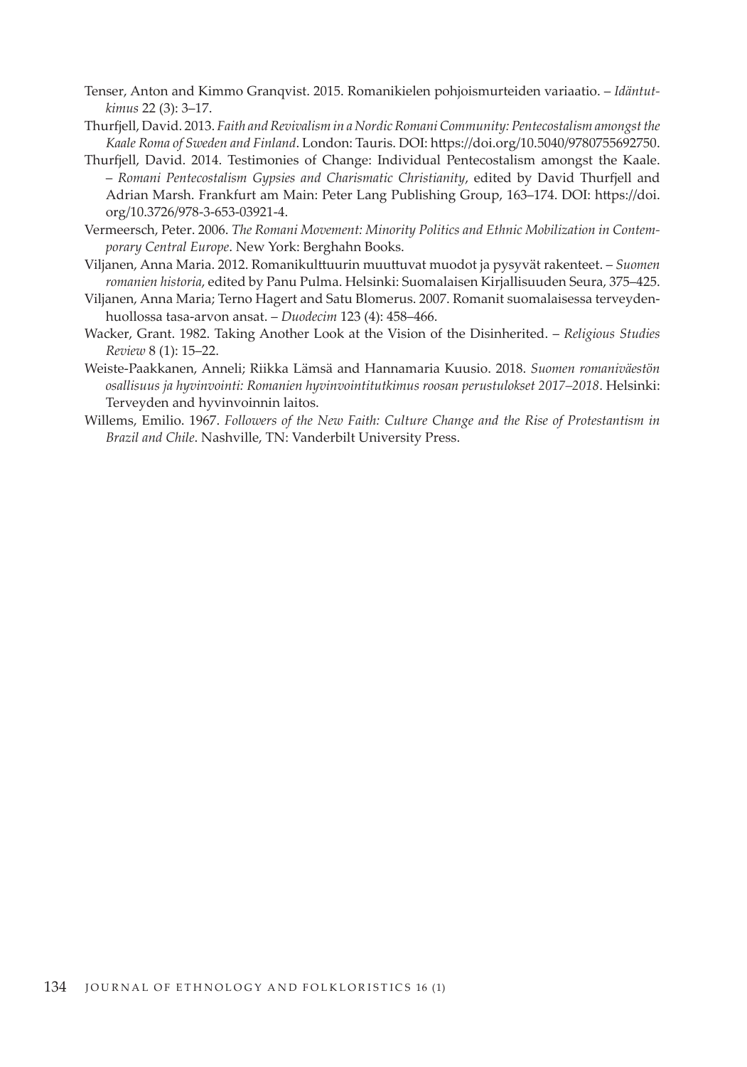Tenser, Anton and Kimmo Granqvist. 2015. Romanikielen pohjoismurteiden variaatio. – *Idäntutkimus* 22 (3): 3–17.

Thurfjell, David. 2013. *Faith and Revivalism in a Nordic Romani Community: Pentecostalism amongst the Kaale Roma of Sweden and Finland*. London: Tauris. DOI: https://doi.org/10.5040/9780755692750.

Thurfjell, David. 2014. Testimonies of Change: Individual Pentecostalism amongst the Kaale. – *Romani Pentecostalism Gypsies and Charismatic Christianity*, edited by David Thurfjell and Adrian Marsh. Frankfurt am Main: Peter Lang Publishing Group, 163–174. DOI: https://doi.org/10.3726/978-3-653-03921-4.

Vermeersch, Peter. 2006. *The Romani Movement: Minority Politics and Ethnic Mobilization in Contemporary Central Europe*. New York: Berghahn Books.

Viljanen, Anna Maria. 2012. Romanikulttuurin muuttuvat muodot ja pysyvät rakenteet. – *Suomen romanien historia*, edited by Panu Pulma. Helsinki: Suomalaisen Kirjallisuuden Seura, 375–425.

Viljanen, Anna Maria; Terno Hagert and Satu Blomerus. 2007. Romanit suomalaisessa terveydenhuollossa tasa-arvon ansat. – *Duodecim* 123 (4): 458–466.

Wacker, Grant. 1982. Taking Another Look at the Vision of the Disinherited. – *Religious Studies Review* 8 (1): 15–22.

Weiste-Paakkanen, Anneli; Riikka Lämsä and Hannamaria Kuusio. 2018. *Suomen romaniväestön osallisuus ja hyvinvointi: Romanien hyvinvointitutkimus roosan perustulokset 2017–2018*. Helsinki: Terveyden and hyvinvoinnin laitos.

Willems, Emilio. 1967. *Followers of the New Faith: Culture Change and the Rise of Protestantism in Brazil and Chile*. Nashville, TN: Vanderbilt University Press.